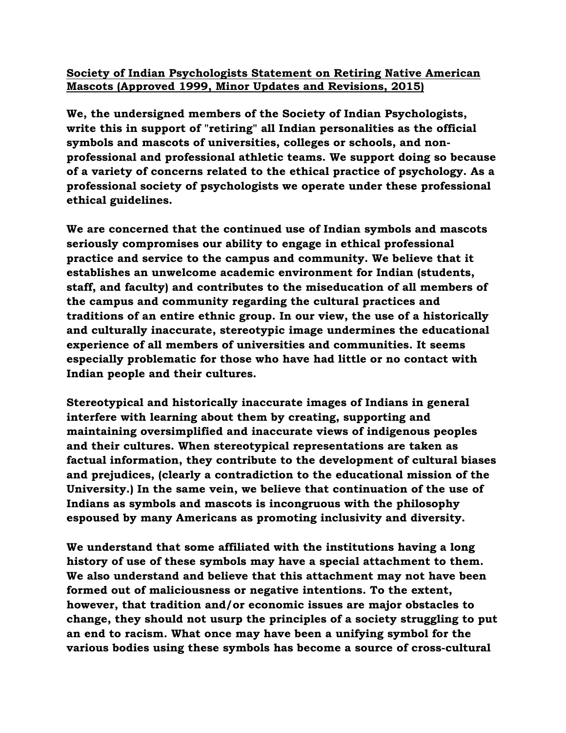**<u>Society of Indian Psychologists Statement on Retiring Native American Mascots (Approved 1999, Minor Updates and Revisions, 2015)</u>**

**We, the undersigned members of the Society of Indian Psychologists, write this in support of "retiring" all Indian personalities as the official symbols and mascots of universities, colleges or schools, and non-professional and professional athletic teams. We support doing so because of a variety of concerns related to the ethical practice of psychology. As a professional society of psychologists we operate under these professional ethical guidelines.**

**We are concerned that the continued use of Indian symbols and mascots seriously compromises our ability to engage in ethical professional practice and service to the campus and community. We believe that it establishes an unwelcome academic environment for Indian (students, staff, and faculty) and contributes to the miseducation of all members of the campus and community regarding the cultural practices and traditions of an entire ethnic group. In our view, the use of a historically and culturally inaccurate, stereotypic image undermines the educational experience of all members of universities and communities. It seems especially problematic for those who have had little or no contact with Indian people and their cultures.**

**Stereotypical and historically inaccurate images of Indians in general interfere with learning about them by creating, supporting and maintaining oversimplified and inaccurate views of indigenous peoples and their cultures. When stereotypical representations are taken as factual information, they contribute to the development of cultural biases and prejudices, (clearly a contradiction to the educational mission of the University.) In the same vein, we believe that continuation of the use of Indians as symbols and mascots is incongruous with the philosophy espoused by many Americans as promoting inclusivity and diversity.**

**We understand that some affiliated with the institutions having a long history of use of these symbols may have a special attachment to them. We also understand and believe that this attachment may not have been formed out of maliciousness or negative intentions. To the extent, however, that tradition and/or economic issues are major obstacles to change, they should not usurp the principles of a society struggling to put an end to racism. What once may have been a unifying symbol for the various bodies using these symbols has become a source of cross-cultural**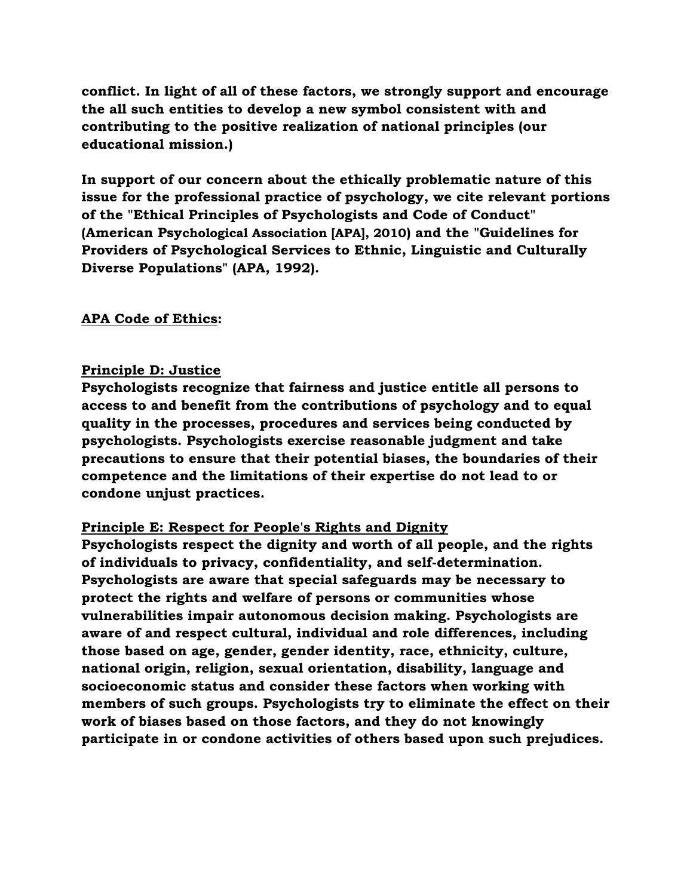**conflict. In light of all of these factors, we strongly support and encourage the all such entities to develop a new symbol consistent with and contributing to the positive realization of national principles (our educational mission.)**

**In support of our concern about the ethically problematic nature of this issue for the professional practice of psychology, we cite relevant portions of the "Ethical Principles of Psychologists and Code of Conduct" (American Psychological Association [APA], 2010) and the "Guidelines for Providers of Psychological Services to Ethnic, Linguistic and Culturally Diverse Populations" (APA, 1992).**

**<u>APA Code of Ethics</u>:**

**<u>Principle D: Justice</u>**
**Psychologists recognize that fairness and justice entitle all persons to access to and benefit from the contributions of psychology and to equal quality in the processes, procedures and services being conducted by psychologists. Psychologists exercise reasonable judgment and take precautions to ensure that their potential biases, the boundaries of their competence and the limitations of their expertise do not lead to or condone unjust practices.**

**<u>Principle E: Respect for People's Rights and Dignity</u>**
**Psychologists respect the dignity and worth of all people, and the rights of individuals to privacy, confidentiality, and self-determination. Psychologists are aware that special safeguards may be necessary to protect the rights and welfare of persons or communities whose vulnerabilities impair autonomous decision making. Psychologists are aware of and respect cultural, individual and role differences, including those based on age, gender, gender identity, race, ethnicity, culture, national origin, religion, sexual orientation, disability, language and socioeconomic status and consider these factors when working with members of such groups. Psychologists try to eliminate the effect on their work of biases based on those factors, and they do not knowingly participate in or condone activities of others based upon such prejudices.**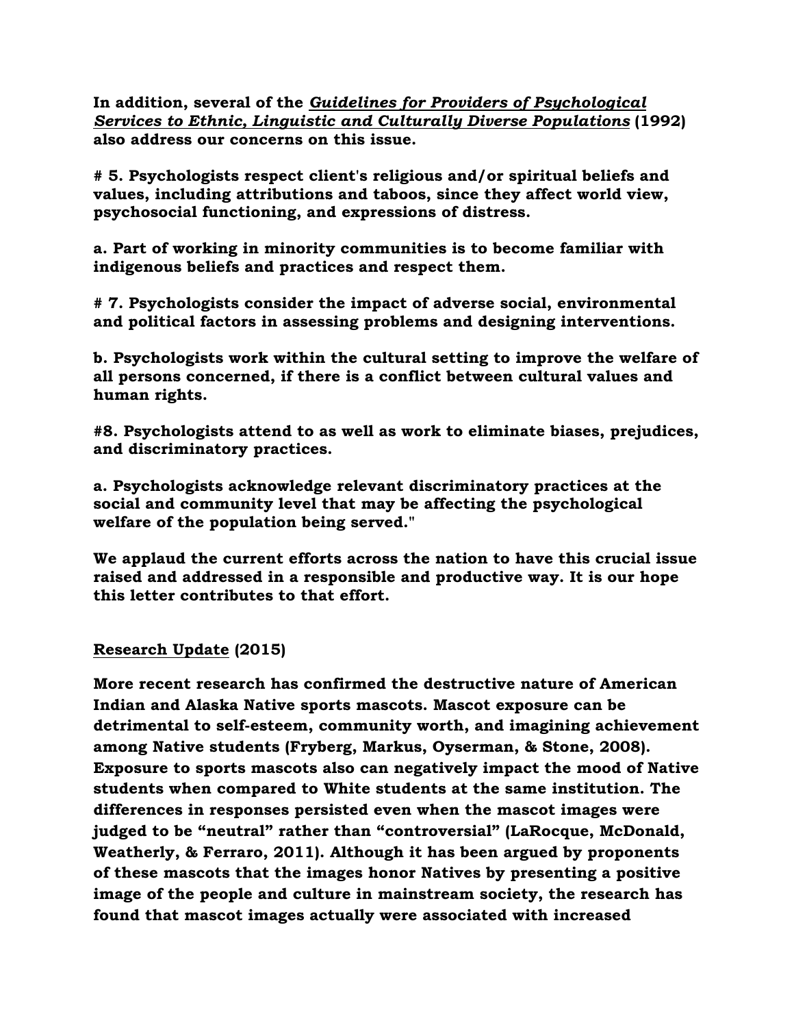**In addition, several of the *Guidelines for Providers of Psychological Services to Ethnic, Linguistic and Culturally Diverse Populations* (1992) also address our concerns on this issue.**

**# 5. Psychologists respect client's religious and/or spiritual beliefs and values, including attributions and taboos, since they affect world view, psychosocial functioning, and expressions of distress.**

**a. Part of working in minority communities is to become familiar with indigenous beliefs and practices and respect them.**

**# 7. Psychologists consider the impact of adverse social, environmental and political factors in assessing problems and designing interventions.**

**b. Psychologists work within the cultural setting to improve the welfare of all persons concerned, if there is a conflict between cultural values and human rights.**

**#8. Psychologists attend to as well as work to eliminate biases, prejudices, and discriminatory practices.**

**a. Psychologists acknowledge relevant discriminatory practices at the social and community level that may be affecting the psychological welfare of the population being served."**

**We applaud the current efforts across the nation to have this crucial issue raised and addressed in a responsible and productive way. It is our hope this letter contributes to that effort.**

**Research Update (2015)**

**More recent research has confirmed the destructive nature of American Indian and Alaska Native sports mascots. Mascot exposure can be detrimental to self-esteem, community worth, and imagining achievement among Native students (Fryberg, Markus, Oyserman, & Stone, 2008). Exposure to sports mascots also can negatively impact the mood of Native students when compared to White students at the same institution. The differences in responses persisted even when the mascot images were judged to be "neutral" rather than "controversial" (LaRocque, McDonald, Weatherly, & Ferraro, 2011). Although it has been argued by proponents of these mascots that the images honor Natives by presenting a positive image of the people and culture in mainstream society, the research has found that mascot images actually were associated with increased**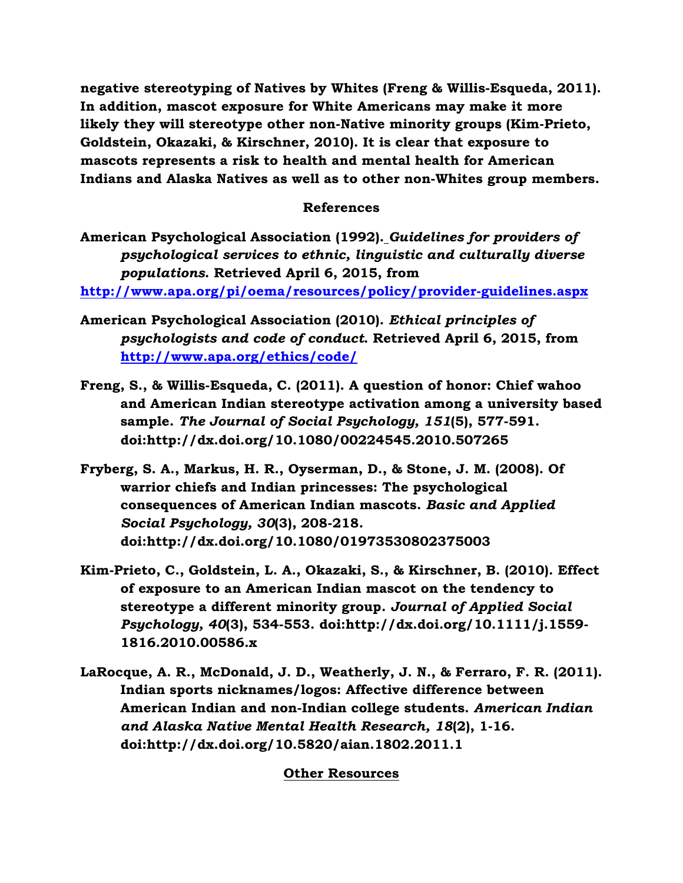**negative stereotyping of Natives by Whites (Freng & Willis-Esqueda, 2011). In addition, mascot exposure for White Americans may make it more likely they will stereotype other non-Native minority groups (Kim-Prieto, Goldstein, Okazaki, & Kirschner, 2010). It is clear that exposure to mascots represents a risk to health and mental health for American Indians and Alaska Natives as well as to other non-Whites group members.**

## References

**American Psychological Association (1992). *Guidelines for providers of psychological services to ethnic, linguistic and culturally diverse populations.* Retrieved April 6, 2015, from http://www.apa.org/pi/oema/resources/policy/provider-guidelines.aspx**

**American Psychological Association (2010). *Ethical principles of psychologists and code of conduct.* Retrieved April 6, 2015, from http://www.apa.org/ethics/code/**

**Freng, S., & Willis-Esqueda, C. (2011). A question of honor: Chief wahoo and American Indian stereotype activation among a university based sample. *The Journal of Social Psychology, 151*(5), 577-591. doi:http://dx.doi.org/10.1080/00224545.2010.507265**

**Fryberg, S. A., Markus, H. R., Oyserman, D., & Stone, J. M. (2008). Of warrior chiefs and Indian princesses: The psychological consequences of American Indian mascots. *Basic and Applied Social Psychology, 30*(3), 208-218. doi:http://dx.doi.org/10.1080/01973530802375003**

**Kim-Prieto, C., Goldstein, L. A., Okazaki, S., & Kirschner, B. (2010). Effect of exposure to an American Indian mascot on the tendency to stereotype a different minority group. *Journal of Applied Social Psychology, 40*(3), 534-553. doi:http://dx.doi.org/10.1111/j.1559-1816.2010.00586.x**

**LaRocque, A. R., McDonald, J. D., Weatherly, J. N., & Ferraro, F. R. (2011). Indian sports nicknames/logos: Affective difference between American Indian and non-Indian college students. *American Indian and Alaska Native Mental Health Research, 18*(2), 1-16. doi:http://dx.doi.org/10.5820/aian.1802.2011.1**

## Other Resources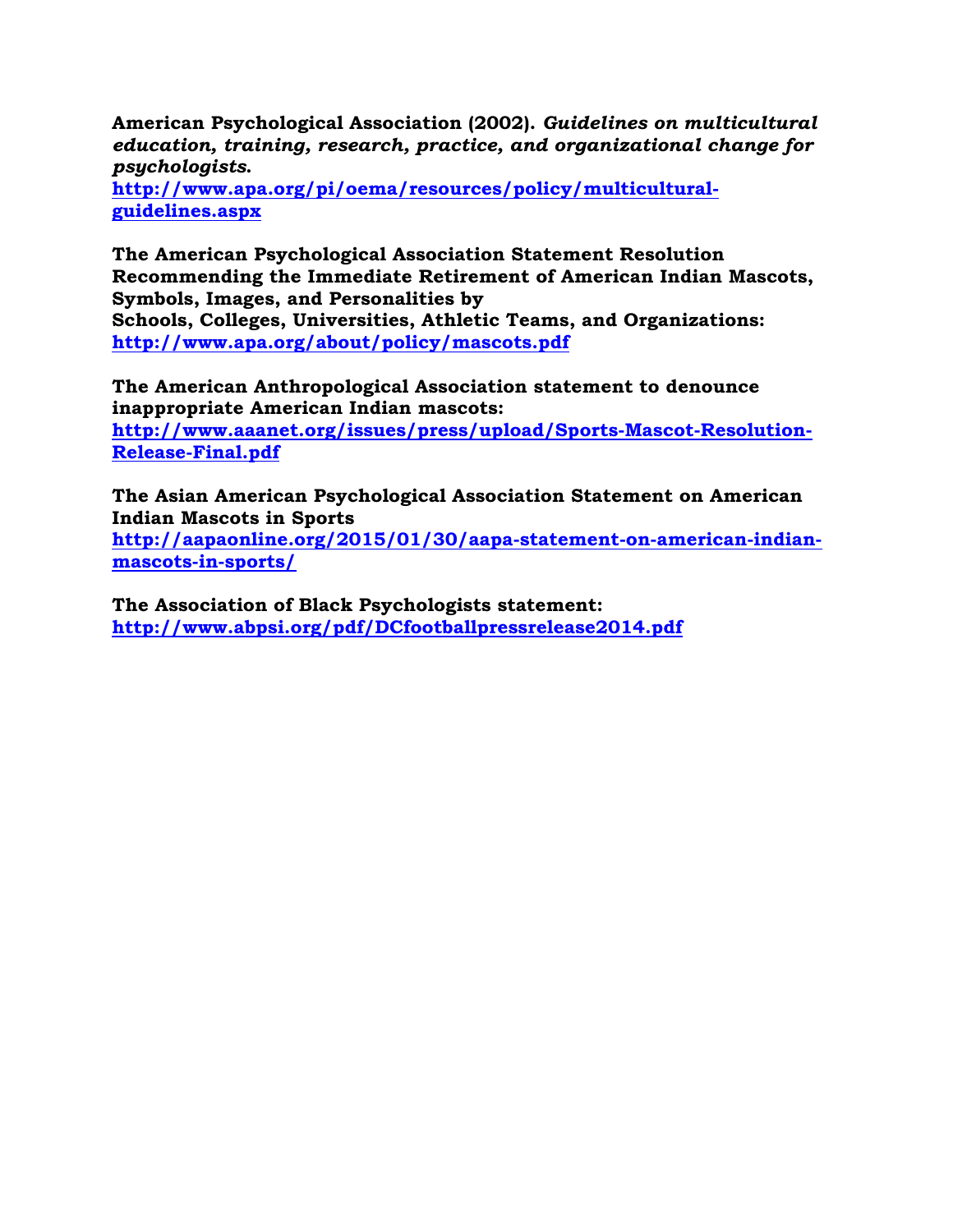**American Psychological Association (2002).** ***Guidelines on multicultural education, training, research, practice, and organizational change for psychologists.***
**http://www.apa.org/pi/oema/resources/policy/multicultural-guidelines.aspx**

**The American Psychological Association Statement Resolution Recommending the Immediate Retirement of American Indian Mascots, Symbols, Images, and Personalities by Schools, Colleges, Universities, Athletic Teams, and Organizations:**
**http://www.apa.org/about/policy/mascots.pdf**

**The American Anthropological Association statement to denounce inappropriate American Indian mascots:**
**http://www.aaanet.org/issues/press/upload/Sports-Mascot-Resolution-Release-Final.pdf**

**The Asian American Psychological Association Statement on American Indian Mascots in Sports**
**http://aapaonline.org/2015/01/30/aapa-statement-on-american-indian-mascots-in-sports/**

**The Association of Black Psychologists statement:**
**http://www.abpsi.org/pdf/DCfootballpressrelease2014.pdf**